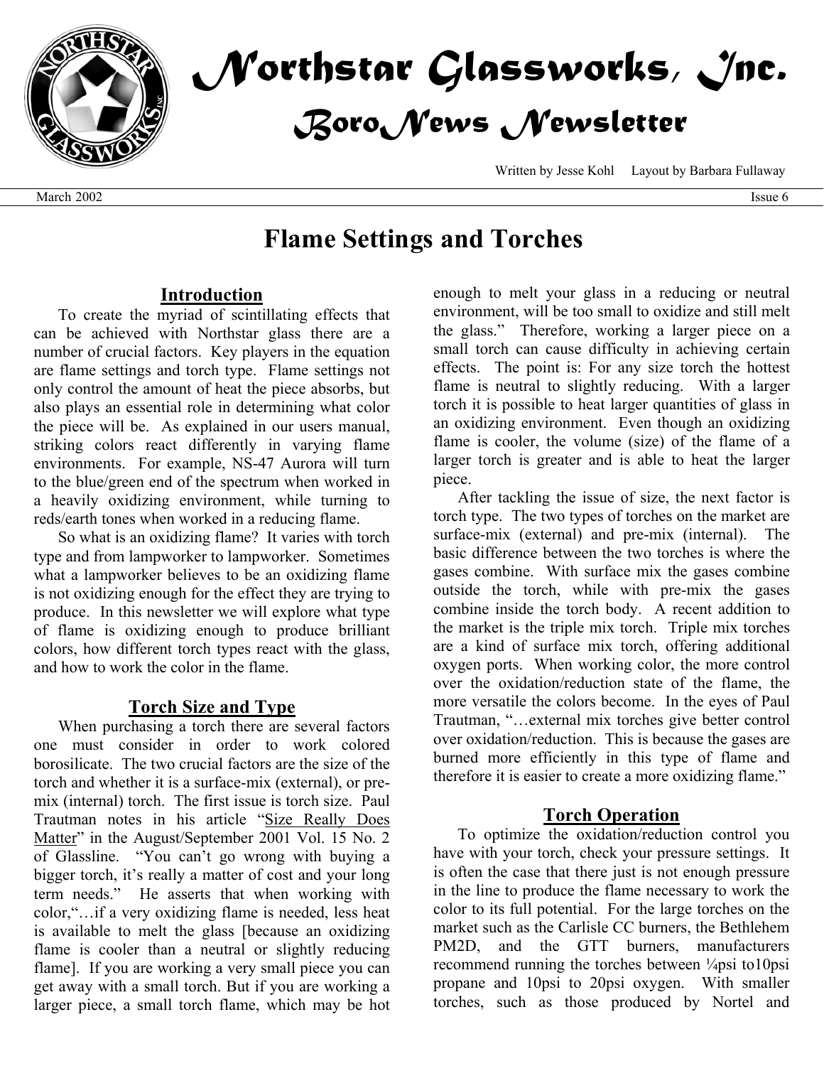# Northstar Glassworks, Inc.

## BoroNews Newsletter

Written by Jesse Kohl Layout by Barbara Fullaway

March 2002 Issue 6

# Flame Settings and Torches

## Introduction

To create the myriad of scintillating effects that can be achieved with Northstar glass there are a number of crucial factors. Key players in the equation are flame settings and torch type. Flame settings not only control the amount of heat the piece absorbs, but also plays an essential role in determining what color the piece will be. As explained in our users manual, striking colors react differently in varying flame environments. For example, NS-47 Aurora will turn to the blue/green end of the spectrum when worked in a heavily oxidizing environment, while turning to reds/earth tones when worked in a reducing flame.

So what is an oxidizing flame? It varies with torch type and from lampworker to lampworker. Sometimes what a lampworker believes to be an oxidizing flame is not oxidizing enough for the effect they are trying to produce. In this newsletter we will explore what type of flame is oxidizing enough to produce brilliant colors, how different torch types react with the glass, and how to work the color in the flame.

## Torch Size and Type

When purchasing a torch there are several factors one must consider in order to work colored borosilicate. The two crucial factors are the size of the torch and whether it is a surface-mix (external), or pre-mix (internal) torch. The first issue is torch size. Paul Trautman notes in his article "Size Really Does Matter" in the August/September 2001 Vol. 15 No. 2 of Glassline. "You can't go wrong with buying a bigger torch, it's really a matter of cost and your long term needs." He asserts that when working with color, "…if a very oxidizing flame is needed, less heat is available to melt the glass [because an oxidizing flame is cooler than a neutral or slightly reducing flame]. If you are working a very small piece you can get away with a small torch. But if you are working a larger piece, a small torch flame, which may be hot enough to melt your glass in a reducing or neutral environment, will be too small to oxidize and still melt the glass." Therefore, working a larger piece on a small torch can cause difficulty in achieving certain effects. The point is: For any size torch the hottest flame is neutral to slightly reducing. With a larger torch it is possible to heat larger quantities of glass in an oxidizing environment. Even though an oxidizing flame is cooler, the volume (size) of the flame of a larger torch is greater and is able to heat the larger piece.

After tackling the issue of size, the next factor is torch type. The two types of torches on the market are surface-mix (external) and pre-mix (internal). The basic difference between the two torches is where the gases combine. With surface mix the gases combine outside the torch, while with pre-mix the gases combine inside the torch body. A recent addition to the market is the triple mix torch. Triple mix torches are a kind of surface mix torch, offering additional oxygen ports. When working color, the more control over the oxidation/reduction state of the flame, the more versatile the colors become. In the eyes of Paul Trautman, "…external mix torches give better control over oxidation/reduction. This is because the gases are burned more efficiently in this type of flame and therefore it is easier to create a more oxidizing flame."

## Torch Operation

To optimize the oxidation/reduction control you have with your torch, check your pressure settings. It is often the case that there just is not enough pressure in the line to produce the flame necessary to work the color to its full potential. For the large torches on the market such as the Carlisle CC burners, the Bethlehem PM2D, and the GTT burners, manufacturers recommend running the torches between ¼psi to10psi propane and 10psi to 20psi oxygen. With smaller torches, such as those produced by Nortel and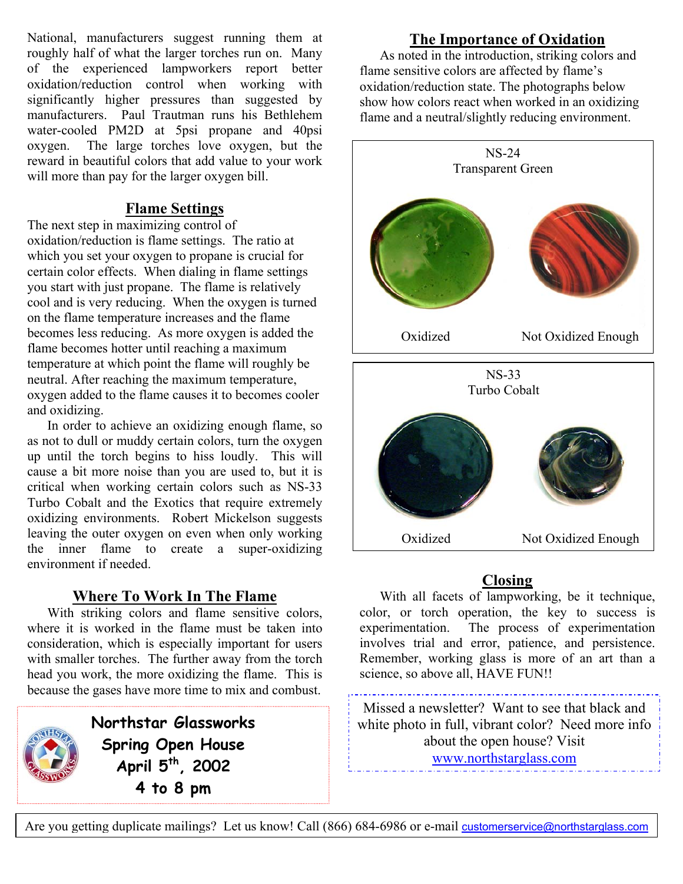National, manufacturers suggest running them at roughly half of what the larger torches run on. Many of the experienced lampworkers report better oxidation/reduction control when working with significantly higher pressures than suggested by manufacturers. Paul Trautman runs his Bethlehem water-cooled PM2D at 5psi propane and 40psi oxygen. The large torches love oxygen, but the reward in beautiful colors that add value to your work will more than pay for the larger oxygen bill.

## Flame Settings

The next step in maximizing control of oxidation/reduction is flame settings. The ratio at which you set your oxygen to propane is crucial for certain color effects. When dialing in flame settings you start with just propane. The flame is relatively cool and is very reducing. When the oxygen is turned on the flame temperature increases and the flame becomes less reducing. As more oxygen is added the flame becomes hotter until reaching a maximum temperature at which point the flame will roughly be neutral. After reaching the maximum temperature, oxygen added to the flame causes it to becomes cooler and oxidizing.

In order to achieve an oxidizing enough flame, so as not to dull or muddy certain colors, turn the oxygen up until the torch begins to hiss loudly. This will cause a bit more noise than you are used to, but it is critical when working certain colors such as NS-33 Turbo Cobalt and the Exotics that require extremely oxidizing environments. Robert Mickelson suggests leaving the outer oxygen on even when only working the inner flame to create a super-oxidizing environment if needed.

## Where To Work In The Flame

With striking colors and flame sensitive colors, where it is worked in the flame must be taken into consideration, which is especially important for users with smaller torches. The further away from the torch head you work, the more oxidizing the flame. This is because the gases have more time to mix and combust.

**Northstar Glassworks**
**Spring Open House**
**April 5th, 2002**
**4 to 8 pm**

## The Importance of Oxidation

As noted in the introduction, striking colors and flame sensitive colors are affected by flame's oxidation/reduction state. The photographs below show how colors react when worked in an oxidizing flame and a neutral/slightly reducing environment.

NS-24
Transparent Green

Oxidized          Not Oxidized Enough

NS-33
Turbo Cobalt

Oxidized          Not Oxidized Enough

## Closing

With all facets of lampworking, be it technique, color, or torch operation, the key to success is experimentation. The process of experimentation involves trial and error, patience, and persistence. Remember, working glass is more of an art than a science, so above all, HAVE FUN!!

Missed a newsletter? Want to see that black and white photo in full, vibrant color? Need more info about the open house? Visit www.northstarglass.com

Are you getting duplicate mailings? Let us know! Call (866) 684-6986 or e-mail customerservice@northstarglass.com